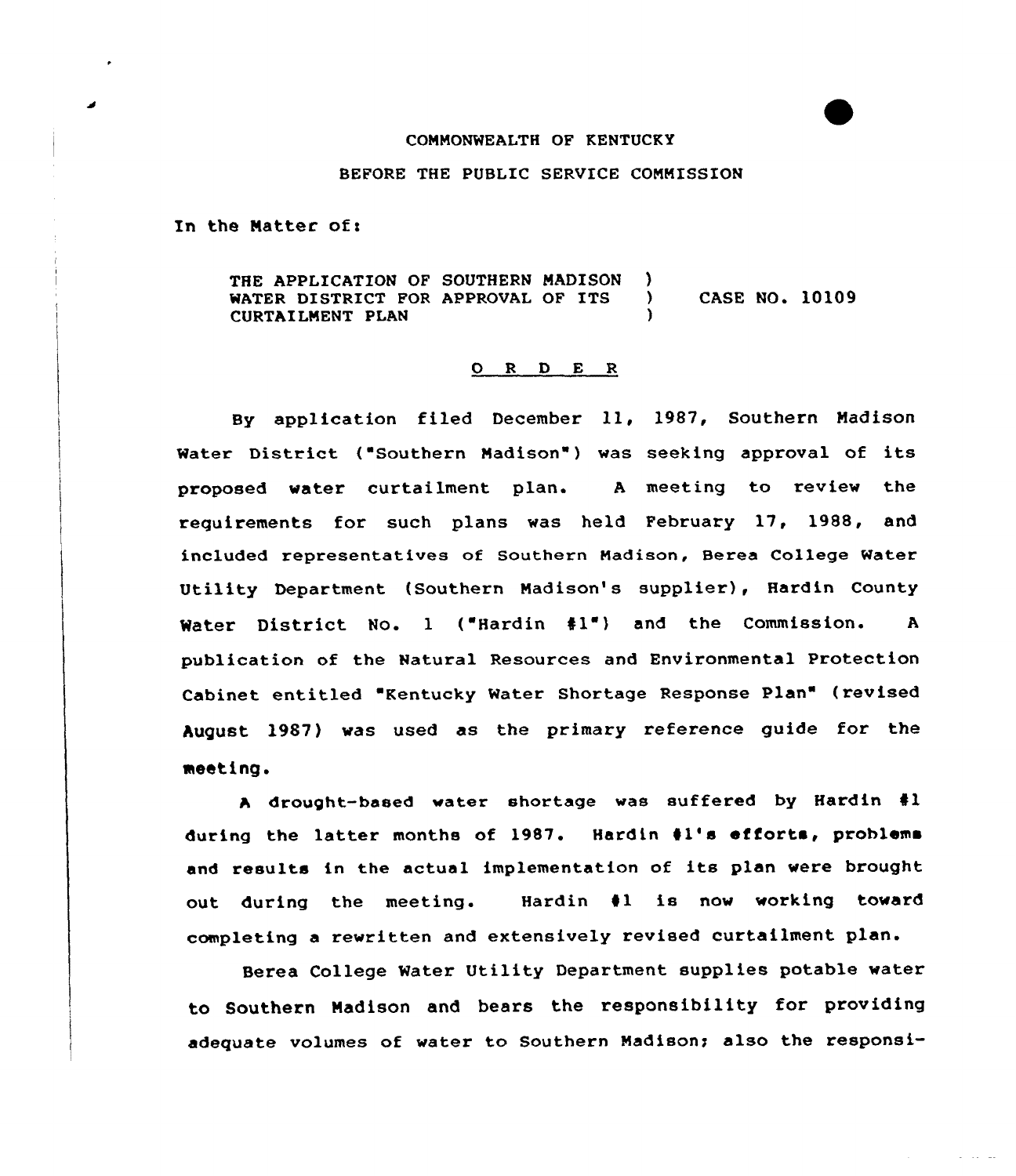COMMONWEALTH OF KENTUCKY

BEFORE THE PUBLIC SERVICE COMMISSION

In the Matter of:

THE APPLICATION OF SOUTHERN MADISON )
WATER DISTRICT FOR APPROVAL OF ITS ) CASE NO. 10109
CURTAILMENT PLAN )

## O R D E R

By application filed December 11, 1987, Southern Madison Water District ("Southern Madison") was seeking approval of its proposed water curtailment plan. A meeting to review the requirements for such plans was held February 17, 1988, and included representatives of Southern Madison, Berea College Water Utility Department (Southern Madison's supplier), Hardin County Water District No. 1 ("Hardin #1") and the Commission. A publication of the Natural Resources and Environmental Protection Cabinet entitled "Kentucky Water Shortage Response Plan" (revised August 1987) was used as the primary reference guide for the meeting.

A drought-based water shortage was suffered by Hardin #1 during the latter months of 1987. Hardin #1's efforts, problems and results in the actual implementation of its plan were brought out during the meeting. Hardin #1 is now working toward completing a rewritten and extensively revised curtailment plan.

Berea College Water Utility Department supplies potable water to Southern Madison and bears the responsibility for providing adequate volumes of water to Southern Madison; also the responsi-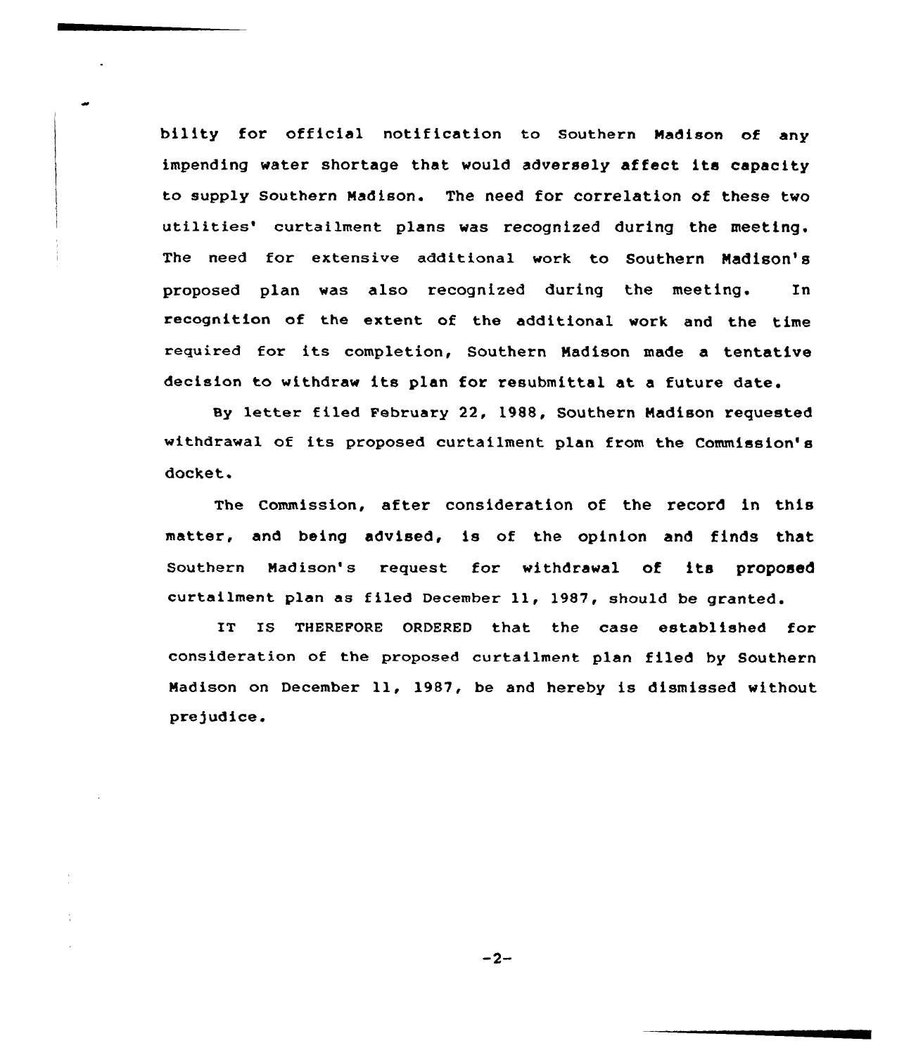bility for official notification to Southern Madison of any impending water shortage that would adversely affect its capacity to supply Southern Madison. The need for correlation of these two utilities' curtailment plans was recognized during the meeting. The need for extensive additional work to Southern Madison's proposed plan was also recognized during the meeting. In recognition of the extent of the additional work and the time required for its completion, Southern Madison made a tentative decision to withdraw its plan for resubmittal at a future date.

By letter filed February 22, 1988, Southern Madison requested withdrawal of its proposed curtailment plan from the Commission's docket.

The Commission, after consideration of the record in this matter, and being advised, is of the opinion and finds that Southern Madison's request for withdrawal of its proposed curtailment plan as filed December 11, 1987, should be granted.

IT IS THEREFORE ORDERED that the case established for consideration of the proposed curtailment plan filed by Southern Madison on December 11, 1987, be and hereby is dismissed without prejudice.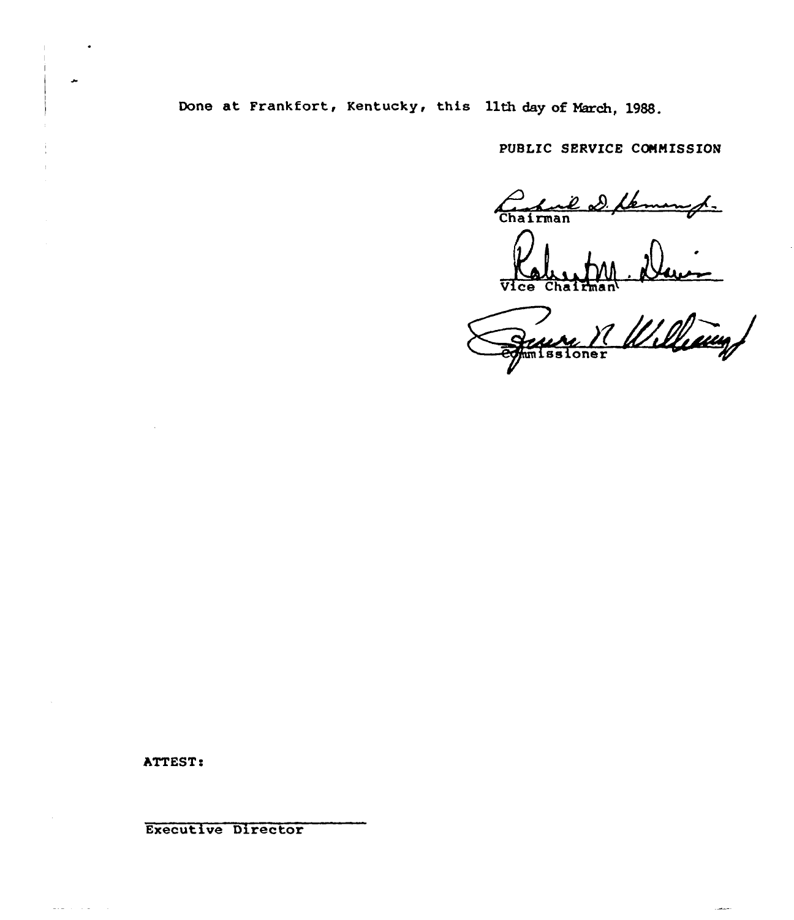Done at Frankfort, Kentucky, this 11th day of March, 1988.

PUBLIC SERVICE COMMISSION

Chairman

Vice Chairman

Commissioner

ATTEST:

Executive Director